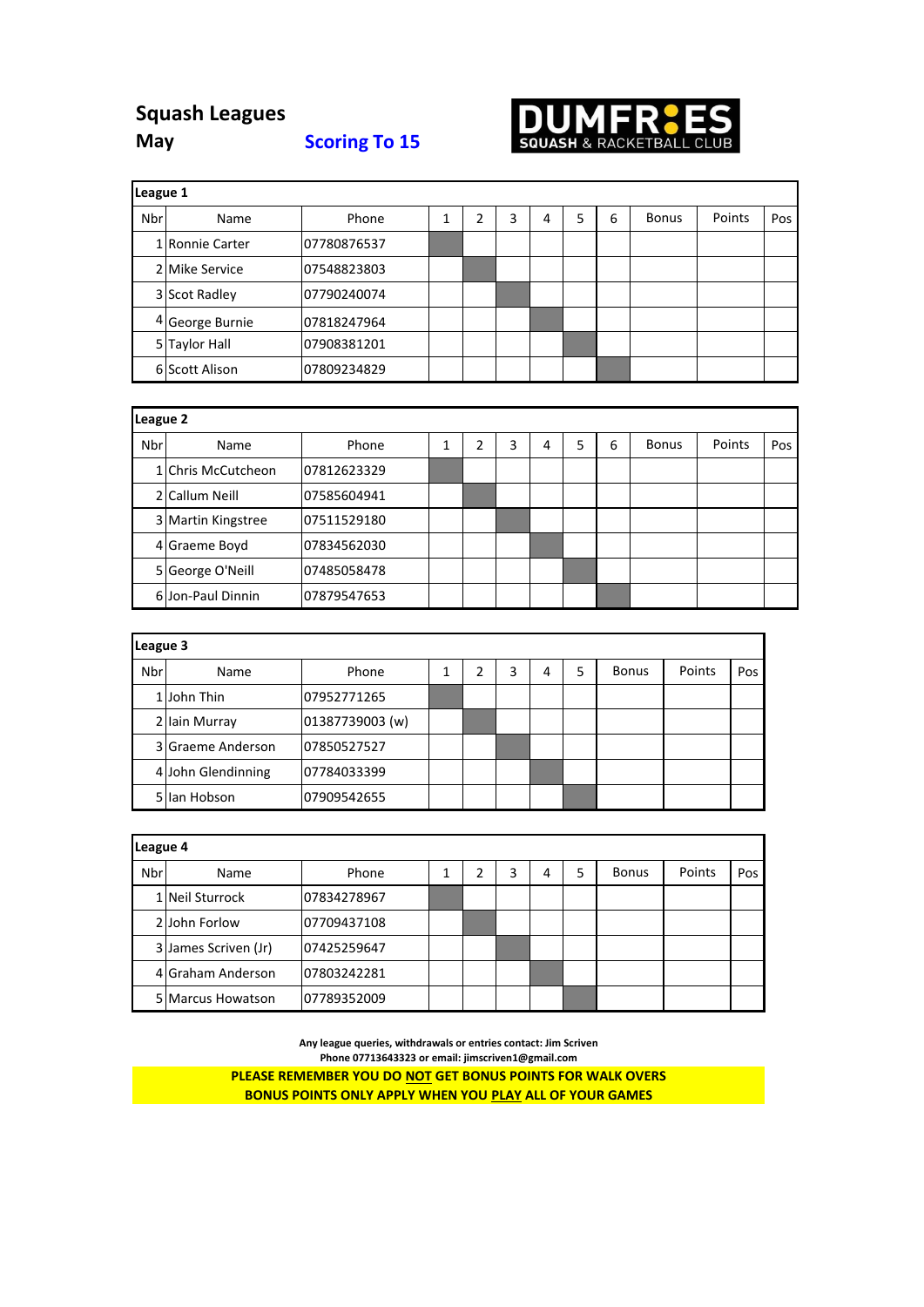# Squash Leagues

**May** **Scoring To 15**

DUMFRIES SQUASH & RACKETBALL CLUB

**League 1**

| Nbr | Name | Phone | 1 | 2 | 3 | 4 | 5 | 6 | Bonus | Points | Pos |
|---|---|---|---|---|---|---|---|---|---|---|---|
| 1 | Ronnie Carter | 07780876537 | | | | | | | | | |
| 2 | Mike Service | 07548823803 | | | | | | | | | |
| 3 | Scot Radley | 07790240074 | | | | | | | | | |
| 4 | George Burnie | 07818247964 | | | | | | | | | |
| 5 | Taylor Hall | 07908381201 | | | | | | | | | |
| 6 | Scott Alison | 07809234829 | | | | | | | | | |

**League 2**

| Nbr | Name | Phone | 1 | 2 | 3 | 4 | 5 | 6 | Bonus | Points | Pos |
|---|---|---|---|---|---|---|---|---|---|---|---|
| 1 | Chris McCutcheon | 07812623329 | | | | | | | | | |
| 2 | Callum Neill | 07585604941 | | | | | | | | | |
| 3 | Martin Kingstree | 07511529180 | | | | | | | | | |
| 4 | Graeme Boyd | 07834562030 | | | | | | | | | |
| 5 | George O'Neill | 07485058478 | | | | | | | | | |
| 6 | Jon-Paul Dinnin | 07879547653 | | | | | | | | | |

**League 3**

| Nbr | Name | Phone | 1 | 2 | 3 | 4 | 5 | Bonus | Points | Pos |
|---|---|---|---|---|---|---|---|---|---|---|
| 1 | John Thin | 07952771265 | | | | | | | | |
| 2 | Iain Murray | 01387739003 (w) | | | | | | | | |
| 3 | Graeme Anderson | 07850527527 | | | | | | | | |
| 4 | John Glendinning | 07784033399 | | | | | | | | |
| 5 | Ian Hobson | 07909542655 | | | | | | | | |

**League 4**

| Nbr | Name | Phone | 1 | 2 | 3 | 4 | 5 | Bonus | Points | Pos |
|---|---|---|---|---|---|---|---|---|---|---|
| 1 | Neil Sturrock | 07834278967 | | | | | | | | |
| 2 | John Forlow | 07709437108 | | | | | | | | |
| 3 | James Scriven (Jr) | 07425259647 | | | | | | | | |
| 4 | Graham Anderson | 07803242281 | | | | | | | | |
| 5 | Marcus Howatson | 07789352009 | | | | | | | | |

**Any league queries, withdrawals or entries contact: Jim Scriven**
**Phone 07713643323 or email: jimscriven1@gmail.com**

**PLEASE REMEMBER YOU DO NOT GET BONUS POINTS FOR WALK OVERS**
**BONUS POINTS ONLY APPLY WHEN YOU PLAY ALL OF YOUR GAMES**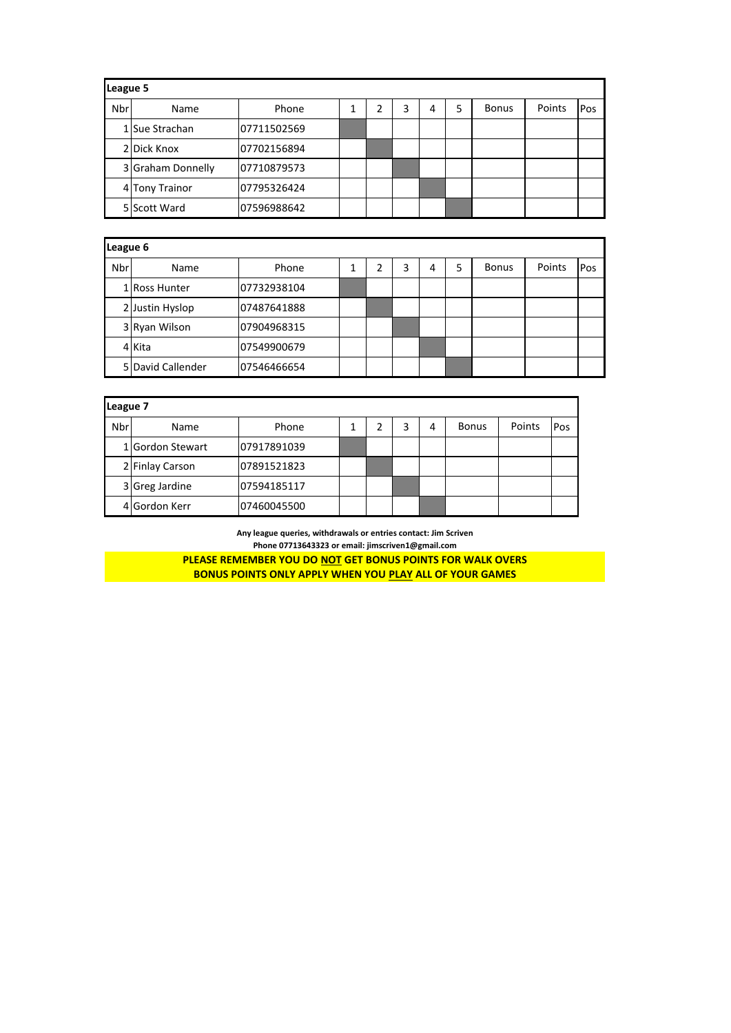**League 5**

| Nbr | Name | Phone | 1 | 2 | 3 | 4 | 5 | Bonus | Points | Pos |
|---|---|---|---|---|---|---|---|---|---|---|
| 1 | Sue Strachan | 07711502569 | | | | | | | | |
| 2 | Dick Knox | 07702156894 | | | | | | | | |
| 3 | Graham Donnelly | 07710879573 | | | | | | | | |
| 4 | Tony Trainor | 07795326424 | | | | | | | | |
| 5 | Scott Ward | 07596988642 | | | | | | | | |

**League 6**

| Nbr | Name | Phone | 1 | 2 | 3 | 4 | 5 | Bonus | Points | Pos |
|---|---|---|---|---|---|---|---|---|---|---|
| 1 | Ross Hunter | 07732938104 | | | | | | | | |
| 2 | Justin Hyslop | 07487641888 | | | | | | | | |
| 3 | Ryan Wilson | 07904968315 | | | | | | | | |
| 4 | Kita | 07549900679 | | | | | | | | |
| 5 | David Callender | 07546466654 | | | | | | | | |

**League 7**

| Nbr | Name | Phone | 1 | 2 | 3 | 4 | Bonus | Points | Pos |
|---|---|---|---|---|---|---|---|---|---|
| 1 | Gordon Stewart | 07917891039 | | | | | | | |
| 2 | Finlay Carson | 07891521823 | | | | | | | |
| 3 | Greg Jardine | 07594185117 | | | | | | | |
| 4 | Gordon Kerr | 07460045500 | | | | | | | |

**Any league queries, withdrawals or entries contact: Jim Scriven**
**Phone 07713643323 or email: jimscriven1@gmail.com**

**PLEASE REMEMBER YOU DO <u>NOT</u> GET BONUS POINTS FOR WALK OVERS**
**BONUS POINTS ONLY APPLY WHEN YOU <u>PLAY</u> ALL OF YOUR GAMES**